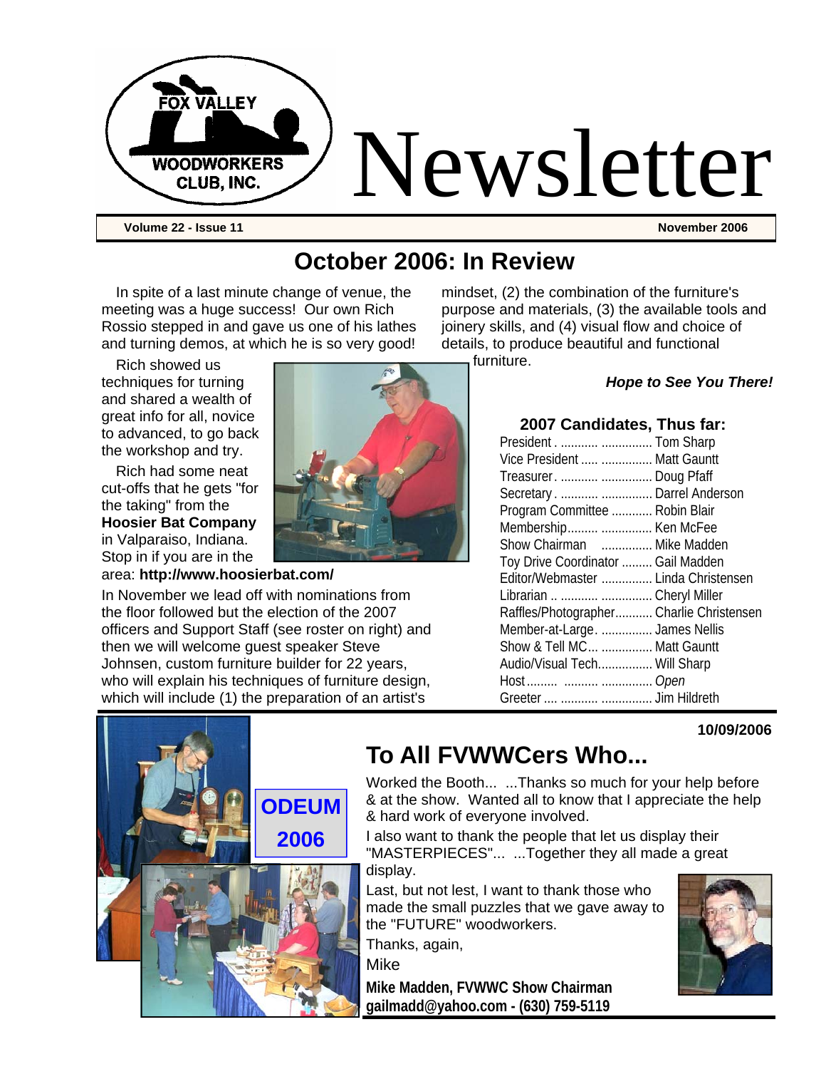# Newsletter

FOX VALLEY WOODWORKERS CLUB, INC.

**Volume 22 - Issue 11** **November 2006**

## October 2006: In Review

In spite of a last minute change of venue, the meeting was a huge success! Our own Rich Rossio stepped in and gave us one of his lathes and turning demos, at which he is so very good!

Rich showed us techniques for turning and shared a wealth of great info for all, novice to advanced, to go back the workshop and try.

Rich had some neat cut-offs that he gets "for the taking" from the **Hoosier Bat Company** in Valparaiso, Indiana. Stop in if you are in the area: **http://www.hoosierbat.com/**

In November we lead off with nominations from the floor followed but the election of the 2007 officers and Support Staff (see roster on right) and then we will welcome guest speaker Steve Johnsen, custom furniture builder for 22 years, who will explain his techniques of furniture design, which will include (1) the preparation of an artist's mindset, (2) the combination of the furniture's purpose and materials, (3) the available tools and joinery skills, and (4) visual flow and choice of details, to produce beautiful and functional furniture.

***Hope to See You There!***

### 2007 Candidates, Thus far:

| | |
|---|---|
| President | Tom Sharp |
| Vice President | Matt Gauntt |
| Treasurer | Doug Pfaff |
| Secretary | Darrel Anderson |
| Program Committee | Robin Blair |
| Membership | Ken McFee |
| Show Chairman | Mike Madden |
| Toy Drive Coordinator | Gail Madden |
| Editor/Webmaster | Linda Christensen |
| Librarian | Cheryl Miller |
| Raffles/Photographer | Charlie Christensen |
| Member-at-Large | James Nellis |
| Show & Tell MC | Matt Gauntt |
| Audio/Visual Tech | Will Sharp |
| Host | *Open* |
| Greeter | Jim Hildreth |

**ODEUM 2006**

**10/09/2006**

## To All FVWWCers Who...

Worked the Booth... ...Thanks so much for your help before & at the show. Wanted all to know that I appreciate the help & hard work of everyone involved.

I also want to thank the people that let us display their "MASTERPIECES"... ...Together they all made a great display.

Last, but not lest, I want to thank those who made the small puzzles that we gave away to the "FUTURE" woodworkers.

Thanks, again,

Mike

**Mike Madden, FVWWC Show Chairman**
**gailmadd@yahoo.com - (630) 759-5119**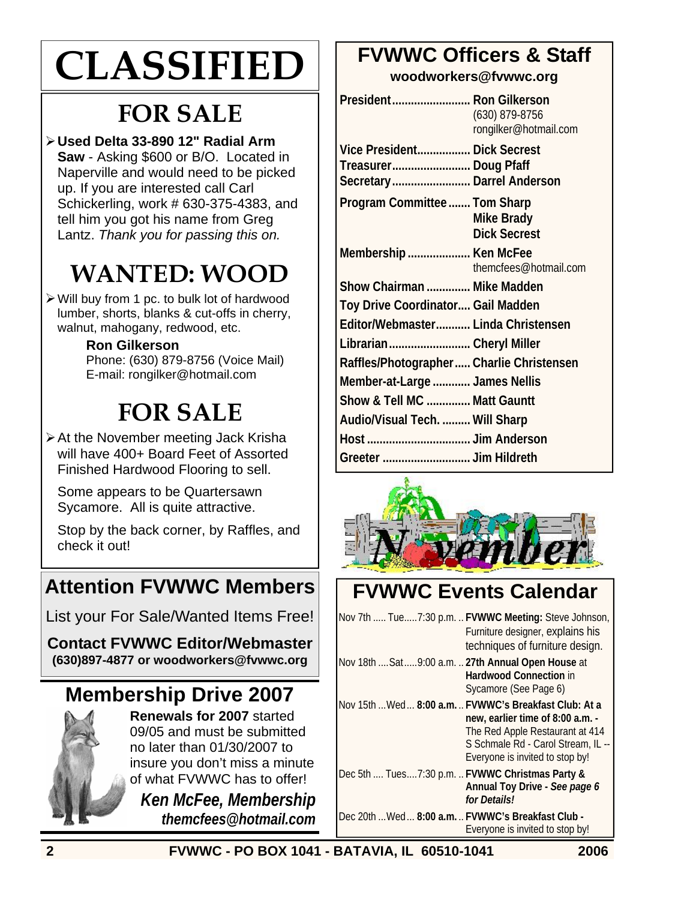# CLASSIFIED

## FOR SALE

- **Used Delta 33-890 12" Radial Arm Saw** - Asking $600 or B/O. Located in Naperville and would need to be picked up. If you are interested call Carl Schickerling, work # 630-375-4383, and tell him you got his name from Greg Lantz. *Thank you for passing this on.*

## WANTED: WOOD

- Will buy from 1 pc. to bulk lot of hardwood lumber, shorts, blanks & cut-offs in cherry, walnut, mahogany, redwood, etc.

  **Ron Gilkerson**
  Phone: (630) 879-8756 (Voice Mail)
  E-mail: rongilker@hotmail.com

## FOR SALE

- At the November meeting Jack Krisha will have 400+ Board Feet of Assorted Finished Hardwood Flooring to sell.

  Some appears to be Quartersawn Sycamore. All is quite attractive.

  Stop by the back corner, by Raffles, and check it out!

## Attention FVWWC Members

List your For Sale/Wanted Items Free!

**Contact FVWWC Editor/Webmaster**
**(630)897-4877 or woodworkers@fvwwc.org**

## Membership Drive 2007

**Renewals for 2007** started 09/05 and must be submitted no later than 01/30/2007 to insure you don't miss a minute of what FVWWC has to offer!

***Ken McFee, Membership***
***themcfees@hotmail.com***

## FVWWC Officers & Staff

**woodworkers@fvwwc.org**

| | |
|---|---|
| **President** | **Ron Gilkerson**<br>(630) 879-8756<br>rongilker@hotmail.com |
| **Vice President** | **Dick Secrest** |
| **Treasurer** | **Doug Pfaff** |
| **Secretary** | **Darrel Anderson** |
| **Program Committee** | **Tom Sharp**<br>**Mike Brady**<br>**Dick Secrest** |
| **Membership** | **Ken McFee**<br>themcfees@hotmail.com |
| **Show Chairman** | **Mike Madden** |
| **Toy Drive Coordinator** | **Gail Madden** |
| **Editor/Webmaster** | **Linda Christensen** |
| **Librarian** | **Cheryl Miller** |
| **Raffles/Photographer** | **Charlie Christensen** |
| **Member-at-Large** | **James Nellis** |
| **Show & Tell MC** | **Matt Gauntt** |
| **Audio/Visual Tech.** | **Will Sharp** |
| **Host** | **Jim Anderson** |
| **Greeter** | **Jim Hildreth** |

November

## FVWWC Events Calendar

| | | | |
|---|---|---|---|
| Nov 7th | Tue | 7:30 p.m. | **FVWWC Meeting:** Steve Johnson, Furniture designer, explains his techniques of furniture design. |
| Nov 18th | Sat | 9:00 a.m. | **27th Annual Open House** at **Hardwood Connection** in Sycamore (See Page 6) |
| Nov 15th | Wed | **8:00 a.m.** | **FVWWC's Breakfast Club: At a new, earlier time of 8:00 a.m. -** The Red Apple Restaurant at 414 S Schmale Rd - Carol Stream, IL -- Everyone is invited to stop by! |
| Dec 5th | Tues | 7:30 p.m. | **FVWWC Christmas Party & Annual Toy Drive** - ***See page 6 for Details!*** |
| Dec 20th | Wed | **8:00 a.m.** | **FVWWC's Breakfast Club -** Everyone is invited to stop by! |

FVWWC - PO BOX 1041 - BATAVIA, IL 60510-1041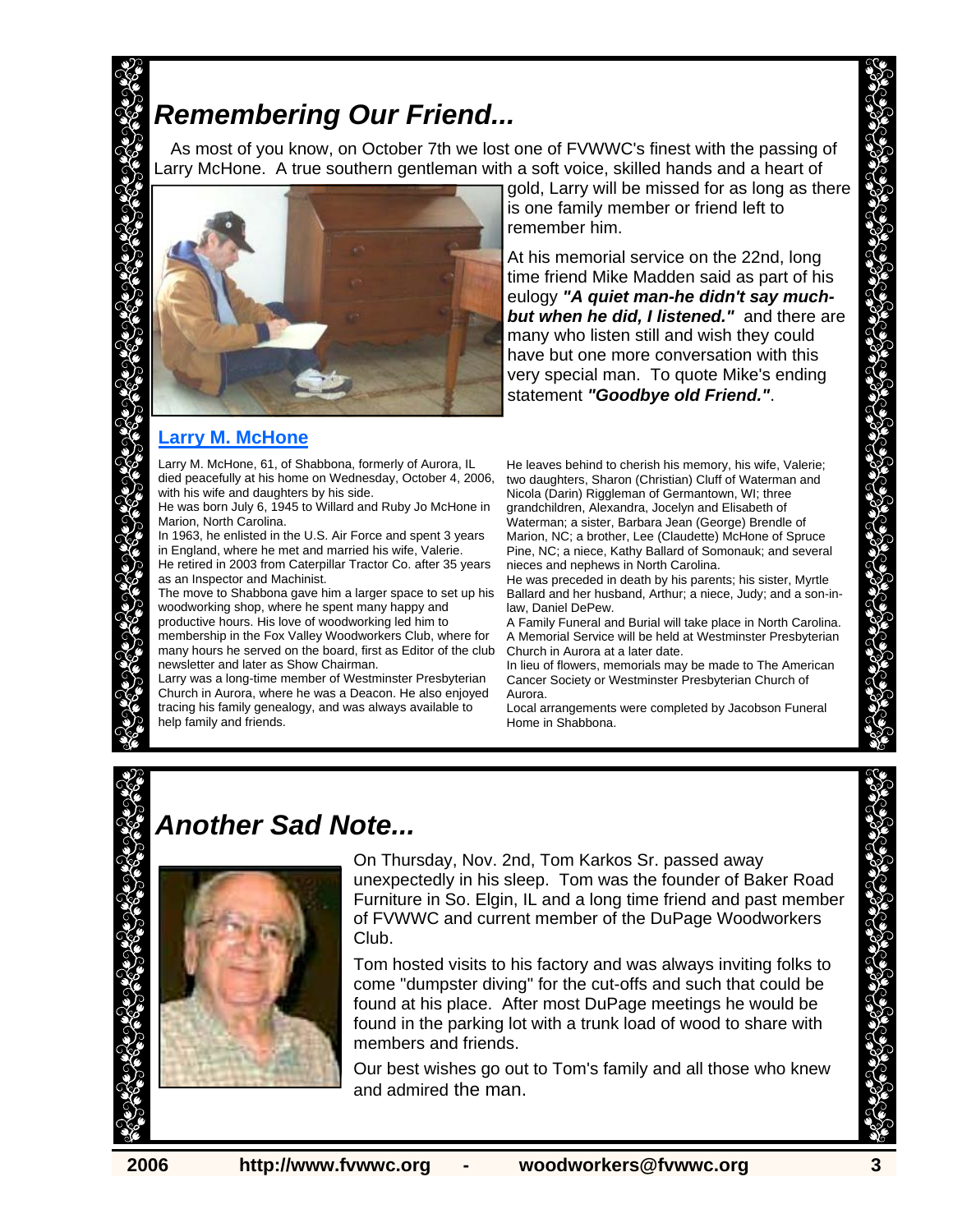# *Remembering Our Friend...*

As most of you know, on October 7th we lost one of FVWWC's finest with the passing of Larry McHone. A true southern gentleman with a soft voice, skilled hands and a heart of gold, Larry will be missed for as long as there is one family member or friend left to remember him.

At his memorial service on the 22nd, long time friend Mike Madden said as part of his eulogy ***"A quiet man-he didn't say much-but when he did, I listened."*** and there are many who listen still and wish they could have but one more conversation with this very special man. To quote Mike's ending statement ***"Goodbye old Friend."***.

## Larry M. McHone

Larry M. McHone, 61, of Shabbona, formerly of Aurora, IL died peacefully at his home on Wednesday, October 4, 2006, with his wife and daughters by his side.
He was born July 6, 1945 to Willard and Ruby Jo McHone in Marion, North Carolina.
In 1963, he enlisted in the U.S. Air Force and spent 3 years in England, where he met and married his wife, Valerie.
He retired in 2003 from Caterpillar Tractor Co. after 35 years as an Inspector and Machinist.
The move to Shabbona gave him a larger space to set up his woodworking shop, where he spent many happy and productive hours. His love of woodworking led him to membership in the Fox Valley Woodworkers Club, where for many hours he served on the board, first as Editor of the club newsletter and later as Show Chairman.
Larry was a long-time member of Westminster Presbyterian Church in Aurora, where he was a Deacon. He also enjoyed tracing his family genealogy, and was always available to help family and friends.

He leaves behind to cherish his memory, his wife, Valerie; two daughters, Sharon (Christian) Cluff of Waterman and Nicola (Darin) Riggleman of Germantown, WI; three grandchildren, Alexandra, Jocelyn and Elisabeth of Waterman; a sister, Barbara Jean (George) Brendle of Marion, NC; a brother, Lee (Claudette) McHone of Spruce Pine, NC; a niece, Kathy Ballard of Somonauk; and several nieces and nephews in North Carolina.
He was preceded in death by his parents; his sister, Myrtle Ballard and her husband, Arthur; a niece, Judy; and a son-in-law, Daniel DePew.
A Family Funeral and Burial will take place in North Carolina.
A Memorial Service will be held at Westminster Presbyterian Church in Aurora at a later date.
In lieu of flowers, memorials may be made to The American Cancer Society or Westminster Presbyterian Church of Aurora.
Local arrangements were completed by Jacobson Funeral Home in Shabbona.

# *Another Sad Note...*

On Thursday, Nov. 2nd, Tom Karkos Sr. passed away unexpectedly in his sleep. Tom was the founder of Baker Road Furniture in So. Elgin, IL and a long time friend and past member of FVWWC and current member of the DuPage Woodworkers Club.

Tom hosted visits to his factory and was always inviting folks to come "dumpster diving" for the cut-offs and such that could be found at his place. After most DuPage meetings he would be found in the parking lot with a trunk load of wood to share with members and friends.

Our best wishes go out to Tom's family and all those who knew and admired the man.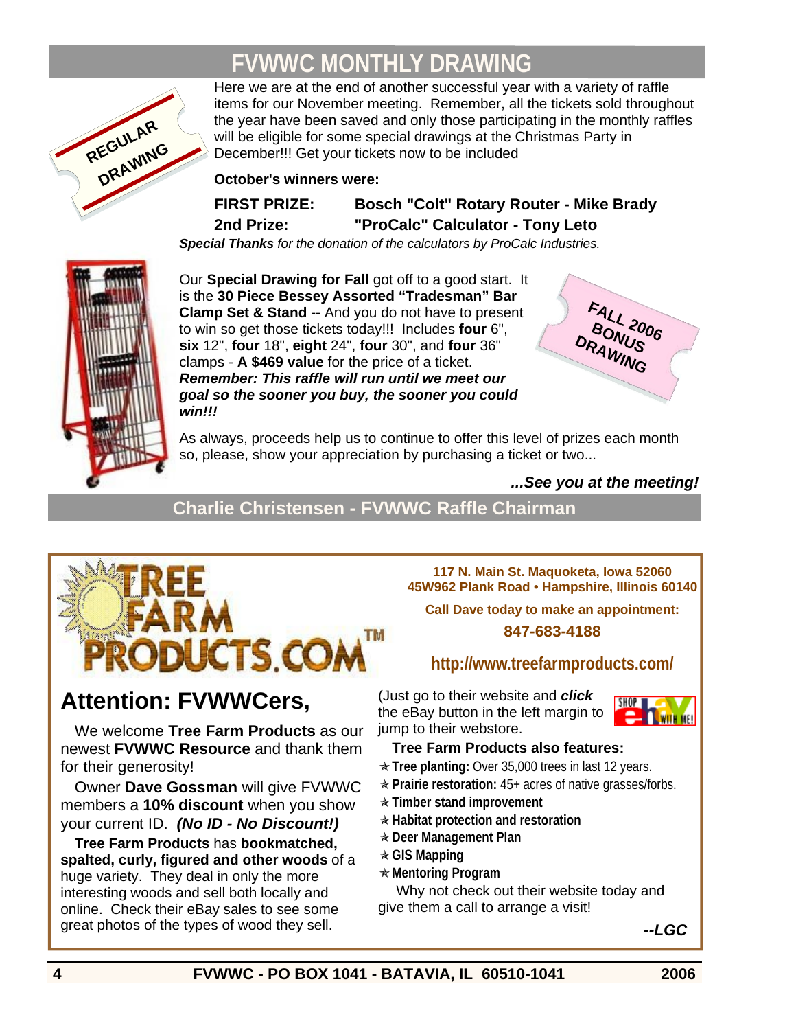# FVWWC MONTHLY DRAWING

REGULAR DRAWING

Here we are at the end of another successful year with a variety of raffle items for our November meeting. Remember, all the tickets sold throughout the year have been saved and only those participating in the monthly raffles will be eligible for some special drawings at the Christmas Party in December!!! Get your tickets now to be included

**October's winners were:**

**FIRST PRIZE:** **Bosch "Colt" Rotary Router - Mike Brady**

**2nd Prize:** **"ProCalc" Calculator - Tony Leto**

***Special Thanks*** *for the donation of the calculators by ProCalc Industries.*

FALL 2006 BONUS DRAWING

Our **Special Drawing for Fall** got off to a good start. It is the **30 Piece Bessey Assorted "Tradesman" Bar Clamp Set & Stand** -- And you do not have to present to win so get those tickets today!!! Includes **four** 6", **six** 12", **four** 18", **eight** 24", **four** 30", and **four** 36" clamps - **A $469 value** for the price of a ticket. ***Remember: This raffle will run until we meet our goal so the sooner you buy, the sooner you could win!!!***

As always, proceeds help us to continue to offer this level of prizes each month so, please, show your appreciation by purchasing a ticket or two...

***...See you at the meeting!***

**Charlie Christensen - FVWWC Raffle Chairman**

---

TREE FARM PRODUCTS.COM™

**117 N. Main St. Maquoketa, Iowa 52060**
**45W962 Plank Road • Hampshire, Illinois 60140**

**Call Dave today to make an appointment:**

**847-683-4188**

**http://www.treefarmproducts.com/**

## Attention: FVWWCers,

We welcome **Tree Farm Products** as our newest **FVWWC Resource** and thank them for their generosity!

Owner **Dave Gossman** will give FVWWC members a **10% discount** when you show your current ID. ***(No ID - No Discount!)***

**Tree Farm Products** has **bookmatched, spalted, curly, figured and other woods** of a huge variety. They deal in only the more interesting woods and sell both locally and online. Check their eBay sales to see some great photos of the types of wood they sell.

(Just go to their website and ***click*** the eBay button in the left margin to jump to their webstore.

**Tree Farm Products also features:**

- **Tree planting:** Over 35,000 trees in last 12 years.
- **Prairie restoration:** 45+ acres of native grasses/forbs.
- **Timber stand improvement**
- **Habitat protection and restoration**
- **Deer Management Plan**
- **GIS Mapping**
- **Mentoring Program**

Why not check out their website today and give them a call to arrange a visit!

***--LGC***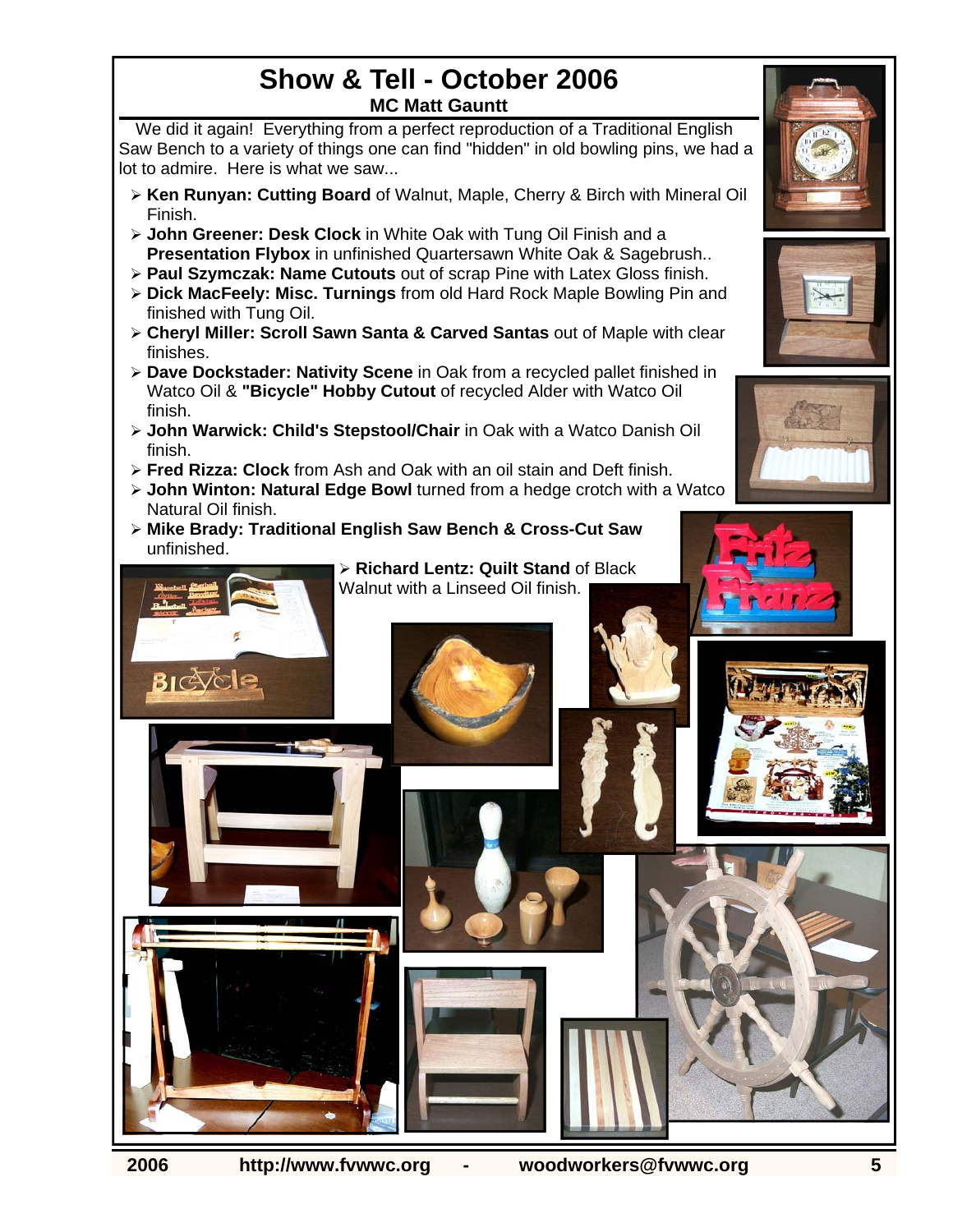# Show & Tell - October 2006

**MC Matt Gauntt**

We did it again! Everything from a perfect reproduction of a Traditional English Saw Bench to a variety of things one can find "hidden" in old bowling pins, we had a lot to admire. Here is what we saw...

- **Ken Runyan: Cutting Board** of Walnut, Maple, Cherry & Birch with Mineral Oil Finish.
- **John Greener: Desk Clock** in White Oak with Tung Oil Finish and a **Presentation Flybox** in unfinished Quartersawn White Oak & Sagebrush..
- **Paul Szymczak: Name Cutouts** out of scrap Pine with Latex Gloss finish.
- **Dick MacFeely: Misc. Turnings** from old Hard Rock Maple Bowling Pin and finished with Tung Oil.
- **Cheryl Miller: Scroll Sawn Santa & Carved Santas** out of Maple with clear finishes.
- **Dave Dockstader: Nativity Scene** in Oak from a recycled pallet finished in Watco Oil & **"Bicycle" Hobby Cutout** of recycled Alder with Watco Oil finish.
- **John Warwick: Child's Stepstool/Chair** in Oak with a Watco Danish Oil finish.
- **Fred Rizza: Clock** from Ash and Oak with an oil stain and Deft finish.
- **John Winton: Natural Edge Bowl** turned from a hedge crotch with a Watco Natural Oil finish.
- **Mike Brady: Traditional English Saw Bench & Cross-Cut Saw** unfinished.
- **Richard Lentz: Quilt Stand** of Black Walnut with a Linseed Oil finish.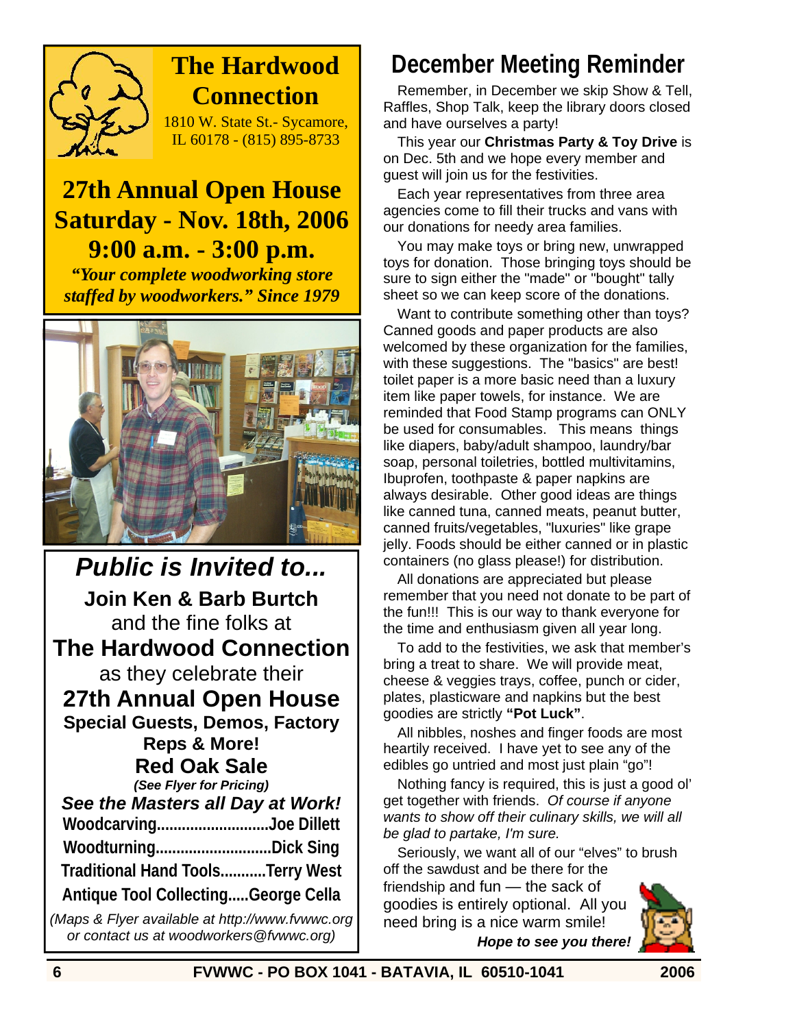# The Hardwood Connection

1810 W. State St.- Sycamore, IL 60178 - (815) 895-8733

## 27th Annual Open House Saturday - Nov. 18th, 2006 9:00 a.m. - 3:00 p.m.

*"Your complete woodworking store staffed by woodworkers." Since 1979*

***Public is Invited to...***

**Join Ken & Barb Burtch**
and the fine folks at
**The Hardwood Connection**
as they celebrate their
**27th Annual Open House**
**Special Guests, Demos, Factory Reps & More!**
**Red Oak Sale**
***(See Flyer for Pricing)***

***See the Masters all Day at Work!***

**Woodcarving..........................Joe Dillett**
**Woodturning...........................Dick Sing**
**Traditional Hand Tools...........Terry West**
**Antique Tool Collecting.....George Cella**

*(Maps & Flyer available at http://www.fvwwc.org or contact us at woodworkers@fvwwc.org)*

# December Meeting Reminder

Remember, in December we skip Show & Tell, Raffles, Shop Talk, keep the library doors closed and have ourselves a party!

This year our **Christmas Party & Toy Drive** is on Dec. 5th and we hope every member and guest will join us for the festivities.

Each year representatives from three area agencies come to fill their trucks and vans with our donations for needy area families.

You may make toys or bring new, unwrapped toys for donation. Those bringing toys should be sure to sign either the "made" or "bought" tally sheet so we can keep score of the donations.

Want to contribute something other than toys? Canned goods and paper products are also welcomed by these organization for the families, with these suggestions. The "basics" are best! toilet paper is a more basic need than a luxury item like paper towels, for instance. We are reminded that Food Stamp programs can ONLY be used for consumables. This means things like diapers, baby/adult shampoo, laundry/bar soap, personal toiletries, bottled multivitamins, Ibuprofen, toothpaste & paper napkins are always desirable. Other good ideas are things like canned tuna, canned meats, peanut butter, canned fruits/vegetables, "luxuries" like grape jelly. Foods should be either canned or in plastic containers (no glass please!) for distribution.

All donations are appreciated but please remember that you need not donate to be part of the fun!!! This is our way to thank everyone for the time and enthusiasm given all year long.

To add to the festivities, we ask that member's bring a treat to share. We will provide meat, cheese & veggies trays, coffee, punch or cider, plates, plasticware and napkins but the best goodies are strictly **"Pot Luck"**.

All nibbles, noshes and finger foods are most heartily received. I have yet to see any of the edibles go untried and most just plain "go"!

Nothing fancy is required, this is just a good ol' get together with friends. *Of course if anyone wants to show off their culinary skills, we will all be glad to partake, I'm sure.*

Seriously, we want all of our "elves" to brush off the sawdust and be there for the friendship and fun — the sack of goodies is entirely optional. All you need bring is a nice warm smile!

***Hope to see you there!***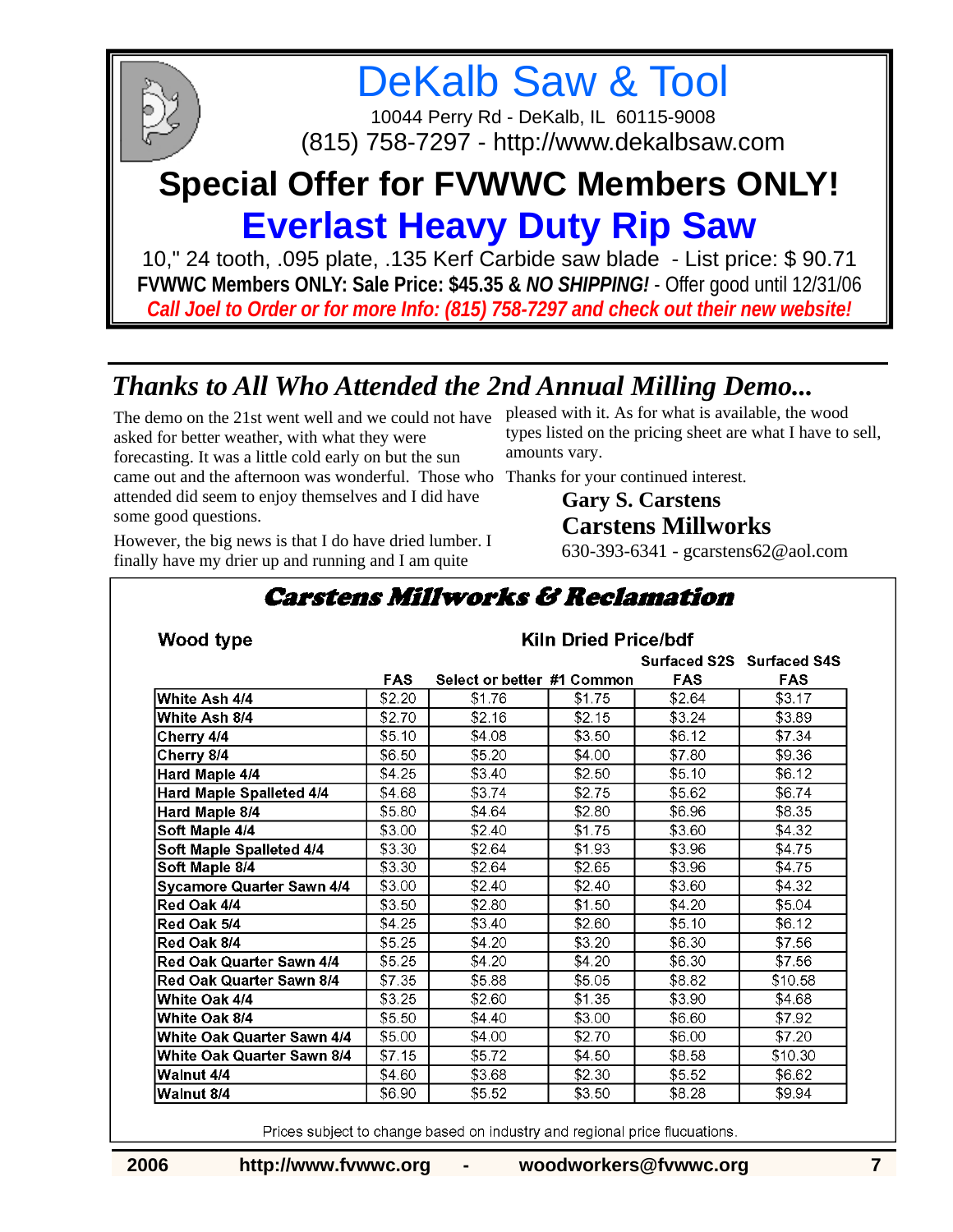# DeKalb Saw & Tool

10044 Perry Rd - DeKalb, IL 60115-9008

(815) 758-7297 - http://www.dekalbsaw.com

## Special Offer for FVWWC Members ONLY!

## Everlast Heavy Duty Rip Saw

10," 24 tooth, .095 plate, .135 Kerf Carbide saw blade - List price: $ 90.71

**FVWWC Members ONLY: Sale Price: $45.35 & *NO SHIPPING!*** - Offer good until 12/31/06

***Call Joel to Order or for more Info: (815) 758-7297 and check out their new website!***

## *Thanks to All Who Attended the 2nd Annual Milling Demo...*

The demo on the 21st went well and we could not have asked for better weather, with what they were forecasting. It was a little cold early on but the sun came out and the afternoon was wonderful. Those who attended did seem to enjoy themselves and I did have some good questions.

However, the big news is that I do have dried lumber. I finally have my drier up and running and I am quite pleased with it. As for what is available, the wood types listed on the pricing sheet are what I have to sell, amounts vary.

Thanks for your continued interest.

**Gary S. Carstens**
**Carstens Millworks**
630-393-6341 - gcarstens62@aol.com

## Carstens Millworks & Reclamation

| Wood type | Kiln Dried Price/bdf FAS | Select or better | #1 Common | Surfaced S2S FAS | Surfaced S4S FAS |
|---|---|---|---|---|---|
| White Ash 4/4 | $2.20 | $1.76 | $1.75 | $2.64 | $3.17 |
| White Ash 8/4 | $2.70 | $2.16 | $2.15 | $3.24 | $3.89 |
| Cherry 4/4 | $5.10 | $4.08 | $3.50 | $6.12 | $7.34 |
| Cherry 8/4 | $6.50 | $5.20 | $4.00 | $7.80 | $9.36 |
| Hard Maple 4/4 | $4.25 | $3.40 | $2.50 | $5.10 | $6.12 |
| Hard Maple Spalteed 4/4 | $4.68 | $3.74 | $2.75 | $5.62 | $6.74 |
| Hard Maple 8/4 | $5.80 | $4.64 | $2.80 | $6.96 | $8.35 |
| Soft Maple 4/4 | $3.00 | $2.40 | $1.75 | $3.60 | $4.32 |
| Soft Maple Spalteed 4/4 | $3.30 | $2.64 | $1.93 | $3.96 | $4.75 |
| Soft Maple 8/4 | $3.30 | $2.64 | $2.65 | $3.96 | $4.75 |
| Sycamore Quarter Sawn 4/4 | $3.00 | $2.40 | $2.40 | $3.60 | $4.32 |
| Red Oak 4/4 | $3.50 | $2.80 | $1.50 | $4.20 | $5.04 |
| Red Oak 5/4 | $4.25 | $3.40 | $2.60 | $5.10 | $6.12 |
| Red Oak 8/4 | $5.25 | $4.20 | $3.20 | $6.30 | $7.56 |
| Red Oak Quarter Sawn 4/4 | $5.25 | $4.20 | $4.20 | $6.30 | $7.56 |
| Red Oak Quarter Sawn 8/4 | $7.35 | $5.88 | $5.05 | $8.82 | $10.58 |
| White Oak 4/4 | $3.25 | $2.60 | $1.35 | $3.90 | $4.68 |
| White Oak 8/4 | $5.50 | $4.40 | $3.00 | $6.60 | $7.92 |
| White Oak Quarter Sawn 4/4 | $5.00 | $4.00 | $2.70 | $6.00 | $7.20 |
| White Oak Quarter Sawn 8/4 | $7.15 | $5.72 | $4.50 | $8.58 | $10.30 |
| Walnut 4/4 | $4.60 | $3.68 | $2.30 | $5.52 | $6.62 |
| Walnut 8/4 | $6.90 | $5.52 | $3.50 | $8.28 | $9.94 |

Prices subject to change based on industry and regional price flucuations.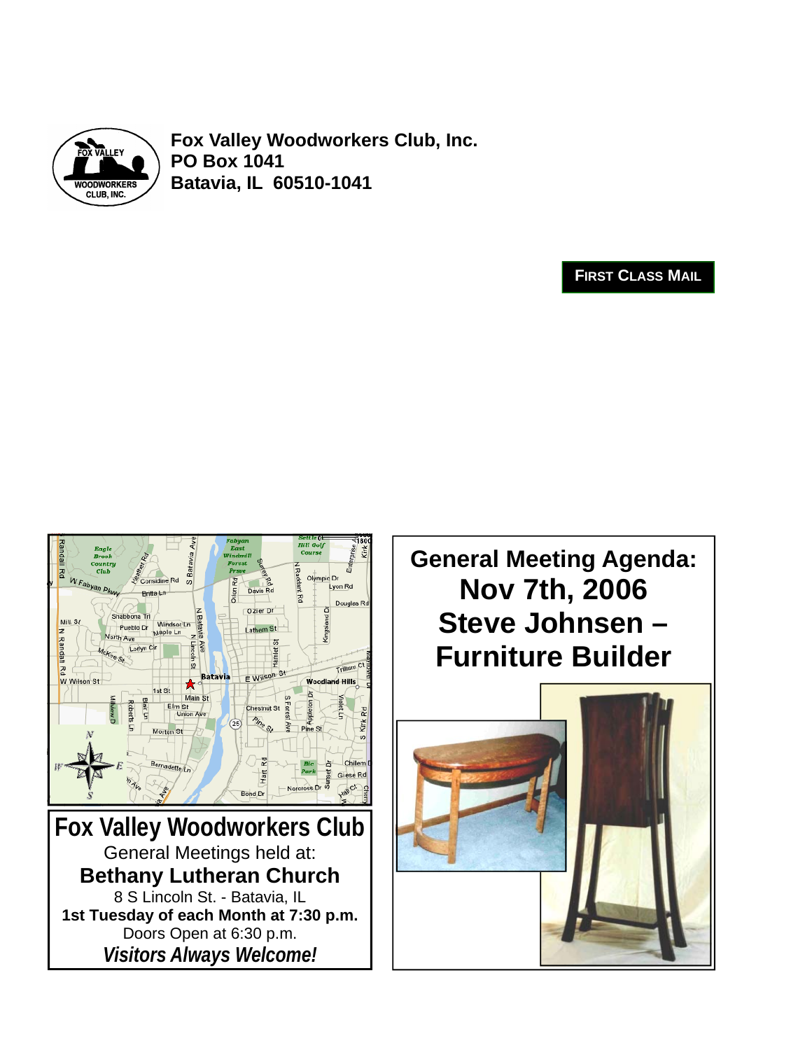**Fox Valley Woodworkers Club, Inc.**
**PO Box 1041**
**Batavia, IL 60510-1041**

**FIRST CLASS MAIL**

## Fox Valley Woodworkers Club

General Meetings held at:

**Bethany Lutheran Church**

8 S Lincoln St. - Batavia, IL

**1st Tuesday of each Month at 7:30 p.m.**

Doors Open at 6:30 p.m.

***Visitors Always Welcome!***

## General Meeting Agenda:

# Nov 7th, 2006

# Steve Johnsen – Furniture Builder